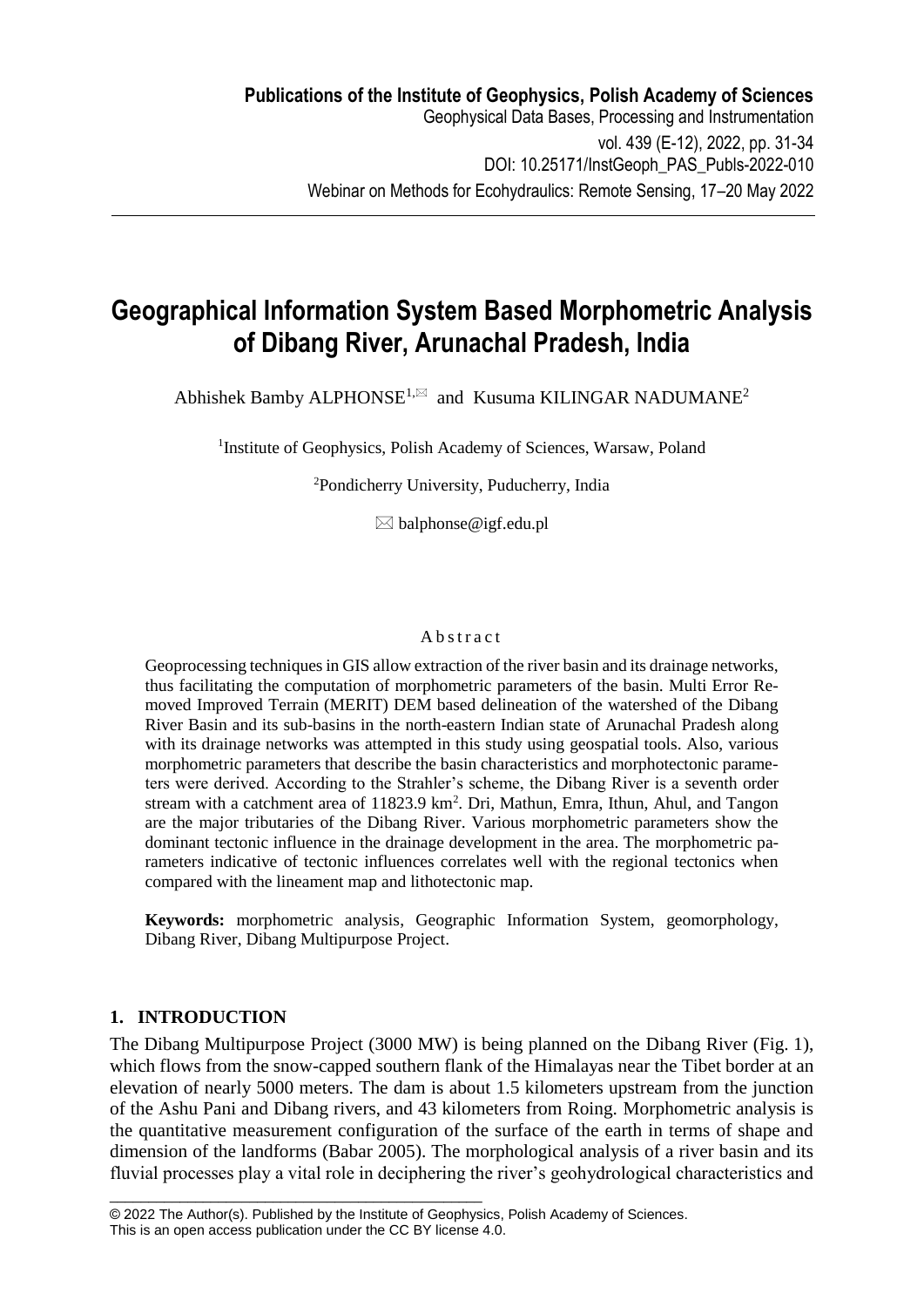# Geographical Information System Based Morphometric Analysis of Dibang River, Arunachal Pradesh, India

Abhishek Bamby ALPHONSE[1,✉] and Kusuma KILINGAR NADUMANE[2]

[1]Institute of Geophysics, Polish Academy of Sciences, Warsaw, Poland

[2]Pondicherry University, Puducherry, India

✉ balphonse@igf.edu.pl

## Abstract

Geoprocessing techniques in GIS allow extraction of the river basin and its drainage networks, thus facilitating the computation of morphometric parameters of the basin. Multi Error Removed Improved Terrain (MERIT) DEM based delineation of the watershed of the Dibang River Basin and its sub-basins in the north-eastern Indian state of Arunachal Pradesh along with its drainage networks was attempted in this study using geospatial tools. Also, various morphometric parameters that describe the basin characteristics and morphotectonic parameters were derived. According to the Strahler's scheme, the Dibang River is a seventh order stream with a catchment area of 11823.9 km$^2$. Dri, Mathun, Emra, Ithun, Ahul, and Tangon are the major tributaries of the Dibang River. Various morphometric parameters show the dominant tectonic influence in the drainage development in the area. The morphometric parameters indicative of tectonic influences correlates well with the regional tectonics when compared with the lineament map and lithotectonic map.

**Keywords:** morphometric analysis, Geographic Information System, geomorphology, Dibang River, Dibang Multipurpose Project.

## 1. INTRODUCTION

The Dibang Multipurpose Project (3000 MW) is being planned on the Dibang River (Fig. 1), which flows from the snow-capped southern flank of the Himalayas near the Tibet border at an elevation of nearly 5000 meters. The dam is about 1.5 kilometers upstream from the junction of the Ashu Pani and Dibang rivers, and 43 kilometers from Roing. Morphometric analysis is the quantitative measurement configuration of the surface of the earth in terms of shape and dimension of the landforms (Babar 2005). The morphological analysis of a river basin and its fluvial processes play a vital role in deciphering the river's geohydrological characteristics and

© 2022 The Author(s). Published by the Institute of Geophysics, Polish Academy of Sciences.
This is an open access publication under the CC BY license 4.0.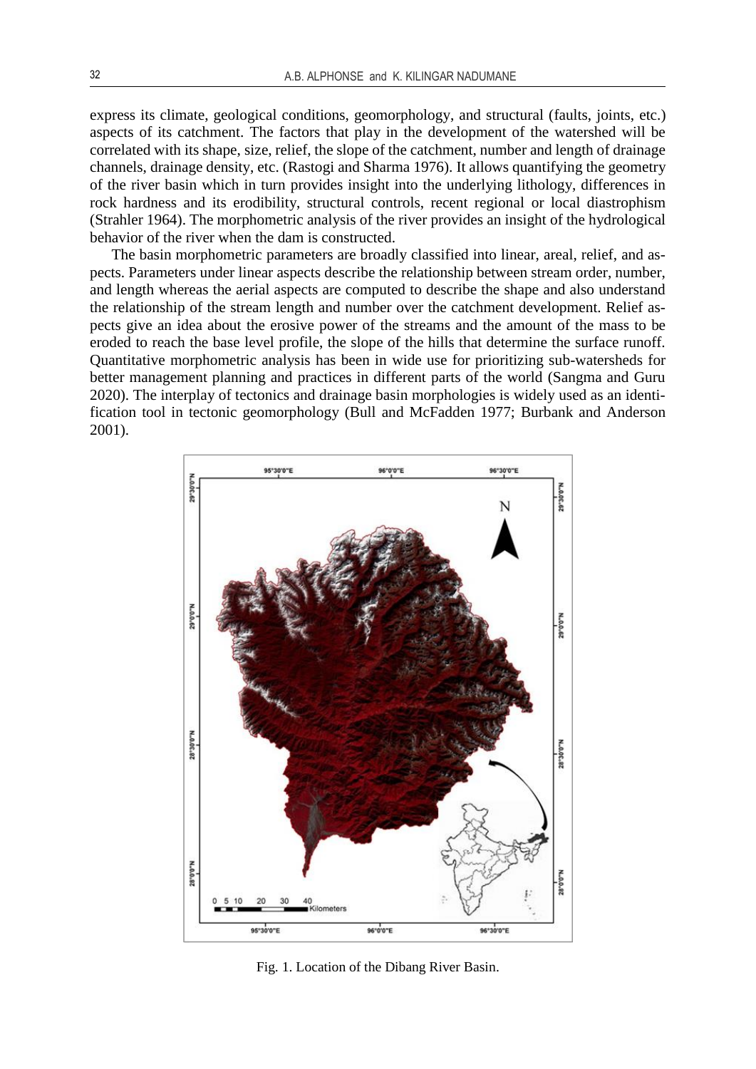express its climate, geological conditions, geomorphology, and structural (faults, joints, etc.) aspects of its catchment. The factors that play in the development of the watershed will be correlated with its shape, size, relief, the slope of the catchment, number and length of drainage channels, drainage density, etc. (Rastogi and Sharma 1976). It allows quantifying the geometry of the river basin which in turn provides insight into the underlying lithology, differences in rock hardness and its erodibility, structural controls, recent regional or local diastrophism (Strahler 1964). The morphometric analysis of the river provides an insight of the hydrological behavior of the river when the dam is constructed.

The basin morphometric parameters are broadly classified into linear, areal, relief, and aspects. Parameters under linear aspects describe the relationship between stream order, number, and length whereas the aerial aspects are computed to describe the shape and also understand the relationship of the stream length and number over the catchment development. Relief aspects give an idea about the erosive power of the streams and the amount of the mass to be eroded to reach the base level profile, the slope of the hills that determine the surface runoff. Quantitative morphometric analysis has been in wide use for prioritizing sub-watersheds for better management planning and practices in different parts of the world (Sangma and Guru 2020). The interplay of tectonics and drainage basin morphologies is widely used as an identification tool in tectonic geomorphology (Bull and McFadden 1977; Burbank and Anderson 2001).

Fig. 1. Location of the Dibang River Basin.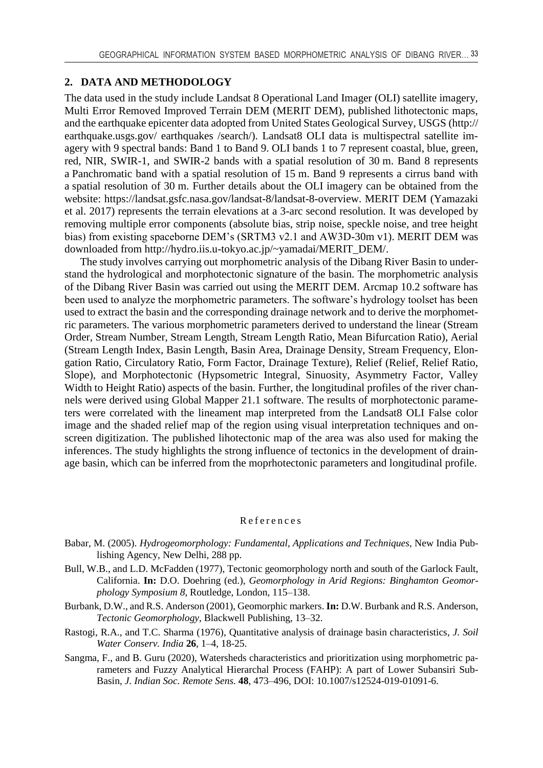## 2. DATA AND METHODOLOGY

The data used in the study include Landsat 8 Operational Land Imager (OLI) satellite imagery, Multi Error Removed Improved Terrain DEM (MERIT DEM), published lithotectonic maps, and the earthquake epicenter data adopted from United States Geological Survey, USGS (http:// earthquake.usgs.gov/ earthquakes /search/). Landsat8 OLI data is multispectral satellite imagery with 9 spectral bands: Band 1 to Band 9. OLI bands 1 to 7 represent coastal, blue, green, red, NIR, SWIR-1, and SWIR-2 bands with a spatial resolution of 30 m. Band 8 represents a Panchromatic band with a spatial resolution of 15 m. Band 9 represents a cirrus band with a spatial resolution of 30 m. Further details about the OLI imagery can be obtained from the website: https://landsat.gsfc.nasa.gov/landsat-8/landsat-8-overview. MERIT DEM (Yamazaki et al. 2017) represents the terrain elevations at a 3-arc second resolution. It was developed by removing multiple error components (absolute bias, strip noise, speckle noise, and tree height bias) from existing spaceborne DEM's (SRTM3 v2.1 and AW3D-30m v1). MERIT DEM was downloaded from http://hydro.iis.u-tokyo.ac.jp/~yamadai/MERIT_DEM/.

The study involves carrying out morphometric analysis of the Dibang River Basin to understand the hydrological and morphotectonic signature of the basin. The morphometric analysis of the Dibang River Basin was carried out using the MERIT DEM. Arcmap 10.2 software has been used to analyze the morphometric parameters. The software's hydrology toolset has been used to extract the basin and the corresponding drainage network and to derive the morphometric parameters. The various morphometric parameters derived to understand the linear (Stream Order, Stream Number, Stream Length, Stream Length Ratio, Mean Bifurcation Ratio), Aerial (Stream Length Index, Basin Length, Basin Area, Drainage Density, Stream Frequency, Elongation Ratio, Circulatory Ratio, Form Factor, Drainage Texture), Relief (Relief, Relief Ratio, Slope), and Morphotectonic (Hypsometric Integral, Sinuosity, Asymmetry Factor, Valley Width to Height Ratio) aspects of the basin. Further, the longitudinal profiles of the river channels were derived using Global Mapper 21.1 software. The results of morphotectonic parameters were correlated with the lineament map interpreted from the Landsat8 OLI False color image and the shaded relief map of the region using visual interpretation techniques and on-screen digitization. The published lihotectonic map of the area was also used for making the inferences. The study highlights the strong influence of tectonics in the development of drainage basin, which can be inferred from the moprhotectonic parameters and longitudinal profile.

## References

Babar, M. (2005). *Hydrogeomorphology: Fundamental, Applications and Techniques*, New India Publishing Agency, New Delhi, 288 pp.

Bull, W.B., and L.D. McFadden (1977), Tectonic geomorphology north and south of the Garlock Fault, California. **In:** D.O. Doehring (ed.), *Geomorphology in Arid Regions: Binghamton Geomorphology Symposium 8*, Routledge, London, 115–138.

Burbank, D.W., and R.S. Anderson (2001), Geomorphic markers. **In:** D.W. Burbank and R.S. Anderson, *Tectonic Geomorphology*, Blackwell Publishing, 13–32.

Rastogi, R.A., and T.C. Sharma (1976), Quantitative analysis of drainage basin characteristics, *J. Soil Water Conserv. India* **26**, 1–4, 18-25.

Sangma, F., and B. Guru (2020), Watersheds characteristics and prioritization using morphometric parameters and Fuzzy Analytical Hierarchal Process (FAHP): A part of Lower Subansiri Sub-Basin, *J. Indian Soc. Remote Sens.* **48**, 473–496, DOI: 10.1007/s12524-019-01091-6.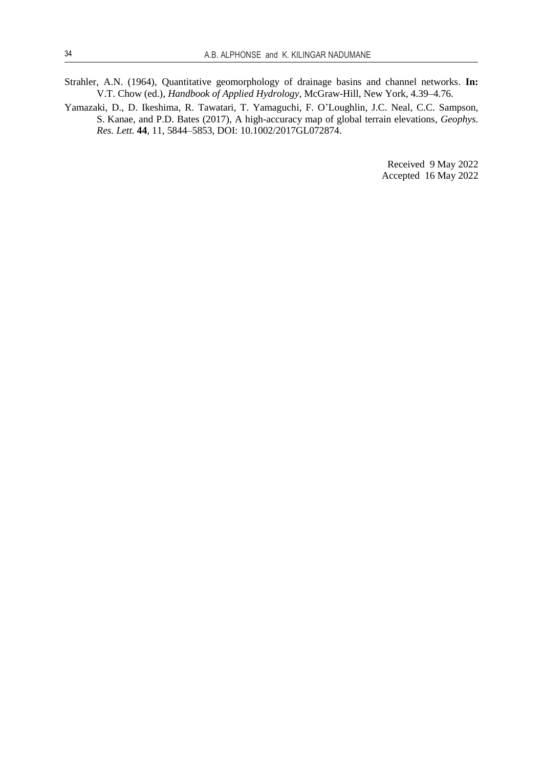Strahler, A.N. (1964), Quantitative geomorphology of drainage basins and channel networks. **In:** V.T. Chow (ed.), *Handbook of Applied Hydrology*, McGraw-Hill, New York, 4.39–4.76.

Yamazaki, D., D. Ikeshima, R. Tawatari, T. Yamaguchi, F. O'Loughlin, J.C. Neal, C.C. Sampson, S. Kanae, and P.D. Bates (2017), A high-accuracy map of global terrain elevations, *Geophys. Res. Lett.* **44**, 11, 5844–5853, DOI: 10.1002/2017GL072874.

Received 9 May 2022
Accepted 16 May 2022